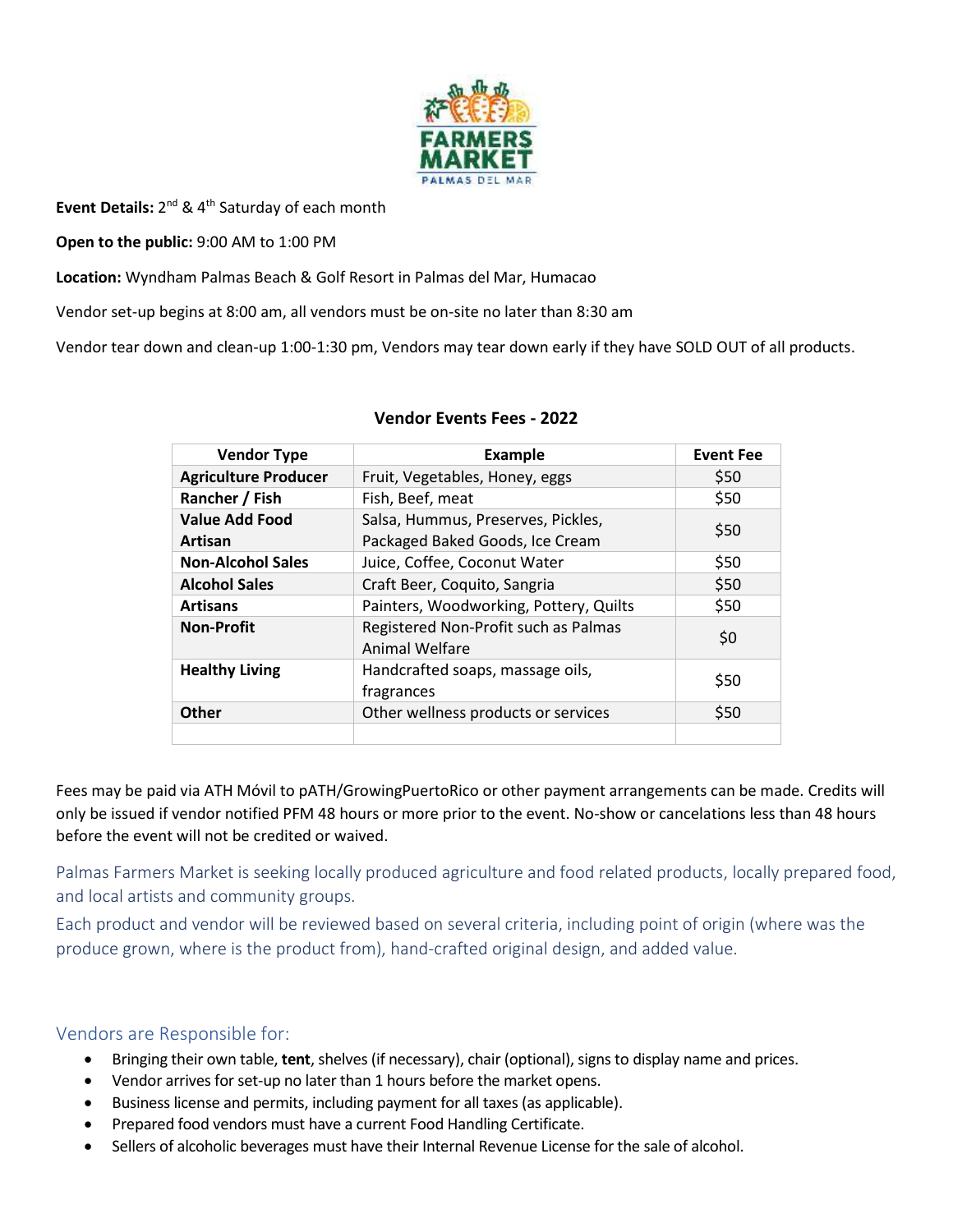FARMERS MARKET PALMAS DEL MAR

**Event Details:** 2nd & 4th Saturday of each month

**Open to the public:** 9:00 AM to 1:00 PM

**Location:** Wyndham Palmas Beach & Golf Resort in Palmas del Mar, Humacao

Vendor set-up begins at 8:00 am, all vendors must be on-site no later than 8:30 am

Vendor tear down and clean-up 1:00-1:30 pm, Vendors may tear down early if they have SOLD OUT of all products.

**Vendor Events Fees - 2022**

| Vendor Type | Example | Event Fee |
|---|---|---|
| **Agriculture Producer** | Fruit, Vegetables, Honey, eggs | $50 |
| **Rancher / Fish** | Fish, Beef, meat | $50 |
| **Value Add Food Artisan** | Salsa, Hummus, Preserves, Pickles, Packaged Baked Goods, Ice Cream | $50 |
| **Non-Alcohol Sales** | Juice, Coffee, Coconut Water | $50 |
| **Alcohol Sales** | Craft Beer, Coquito, Sangria | $50 |
| **Artisans** | Painters, Woodworking, Pottery, Quilts | $50 |
| **Non-Profit** | Registered Non-Profit such as Palmas Animal Welfare | $0 |
| **Healthy Living** | Handcrafted soaps, massage oils, fragrances | $50 |
| **Other** | Other wellness products or services | $50 |
| | | |

Fees may be paid via ATH Móvil to pATH/GrowingPuertoRico or other payment arrangements can be made. Credits will only be issued if vendor notified PFM 48 hours or more prior to the event. No-show or cancelations less than 48 hours before the event will not be credited or waived.

Palmas Farmers Market is seeking locally produced agriculture and food related products, locally prepared food, and local artists and community groups.

Each product and vendor will be reviewed based on several criteria, including point of origin (where was the produce grown, where is the product from), hand-crafted original design, and added value.

## Vendors are Responsible for:

- Bringing their own table, **tent**, shelves (if necessary), chair (optional), signs to display name and prices.
- Vendor arrives for set-up no later than 1 hours before the market opens.
- Business license and permits, including payment for all taxes (as applicable).
- Prepared food vendors must have a current Food Handling Certificate.
- Sellers of alcoholic beverages must have their Internal Revenue License for the sale of alcohol.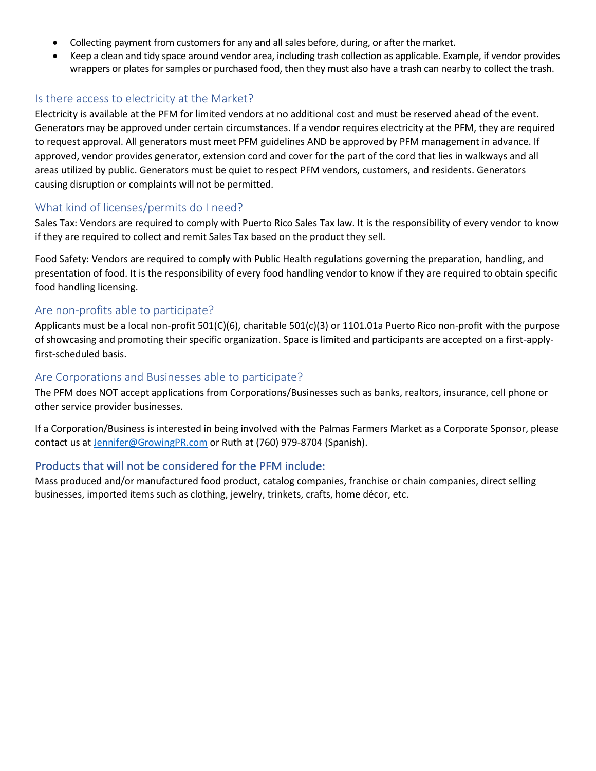- Collecting payment from customers for any and all sales before, during, or after the market.
- Keep a clean and tidy space around vendor area, including trash collection as applicable. Example, if vendor provides wrappers or plates for samples or purchased food, then they must also have a trash can nearby to collect the trash.

## Is there access to electricity at the Market?

Electricity is available at the PFM for limited vendors at no additional cost and must be reserved ahead of the event. Generators may be approved under certain circumstances. If a vendor requires electricity at the PFM, they are required to request approval. All generators must meet PFM guidelines AND be approved by PFM management in advance. If approved, vendor provides generator, extension cord and cover for the part of the cord that lies in walkways and all areas utilized by public. Generators must be quiet to respect PFM vendors, customers, and residents. Generators causing disruption or complaints will not be permitted.

## What kind of licenses/permits do I need?

Sales Tax: Vendors are required to comply with Puerto Rico Sales Tax law. It is the responsibility of every vendor to know if they are required to collect and remit Sales Tax based on the product they sell.

Food Safety: Vendors are required to comply with Public Health regulations governing the preparation, handling, and presentation of food. It is the responsibility of every food handling vendor to know if they are required to obtain specific food handling licensing.

## Are non-profits able to participate?

Applicants must be a local non-profit 501(C)(6), charitable 501(c)(3) or 1101.01a Puerto Rico non-profit with the purpose of showcasing and promoting their specific organization. Space is limited and participants are accepted on a first-apply-first-scheduled basis.

## Are Corporations and Businesses able to participate?

The PFM does NOT accept applications from Corporations/Businesses such as banks, realtors, insurance, cell phone or other service provider businesses.

If a Corporation/Business is interested in being involved with the Palmas Farmers Market as a Corporate Sponsor, please contact us at Jennifer@GrowingPR.com or Ruth at (760) 979-8704 (Spanish).

## Products that will not be considered for the PFM include:

Mass produced and/or manufactured food product, catalog companies, franchise or chain companies, direct selling businesses, imported items such as clothing, jewelry, trinkets, crafts, home décor, etc.